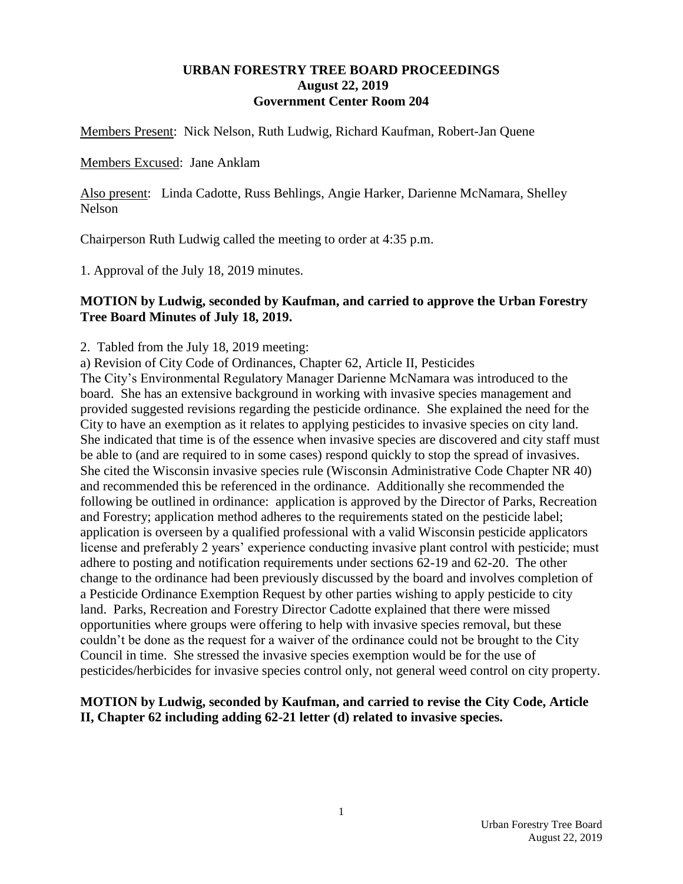**URBAN FORESTRY TREE BOARD PROCEEDINGS**
**August 22, 2019**
**Government Center Room 204**

Members Present: Nick Nelson, Ruth Ludwig, Richard Kaufman, Robert-Jan Quene

Members Excused: Jane Anklam

Also present: Linda Cadotte, Russ Behlings, Angie Harker, Darienne McNamara, Shelley Nelson

Chairperson Ruth Ludwig called the meeting to order at 4:35 p.m.

1. Approval of the July 18, 2019 minutes.

**MOTION by Ludwig, seconded by Kaufman, and carried to approve the Urban Forestry Tree Board Minutes of July 18, 2019.**

2. Tabled from the July 18, 2019 meeting:

a) Revision of City Code of Ordinances, Chapter 62, Article II, Pesticides

The City's Environmental Regulatory Manager Darienne McNamara was introduced to the board. She has an extensive background in working with invasive species management and provided suggested revisions regarding the pesticide ordinance. She explained the need for the City to have an exemption as it relates to applying pesticides to invasive species on city land. She indicated that time is of the essence when invasive species are discovered and city staff must be able to (and are required to in some cases) respond quickly to stop the spread of invasives. She cited the Wisconsin invasive species rule (Wisconsin Administrative Code Chapter NR 40) and recommended this be referenced in the ordinance. Additionally she recommended the following be outlined in ordinance: application is approved by the Director of Parks, Recreation and Forestry; application method adheres to the requirements stated on the pesticide label; application is overseen by a qualified professional with a valid Wisconsin pesticide applicators license and preferably 2 years' experience conducting invasive plant control with pesticide; must adhere to posting and notification requirements under sections 62-19 and 62-20. The other change to the ordinance had been previously discussed by the board and involves completion of a Pesticide Ordinance Exemption Request by other parties wishing to apply pesticide to city land. Parks, Recreation and Forestry Director Cadotte explained that there were missed opportunities where groups were offering to help with invasive species removal, but these couldn't be done as the request for a waiver of the ordinance could not be brought to the City Council in time. She stressed the invasive species exemption would be for the use of pesticides/herbicides for invasive species control only, not general weed control on city property.

**MOTION by Ludwig, seconded by Kaufman, and carried to revise the City Code, Article II, Chapter 62 including adding 62-21 letter (d) related to invasive species.**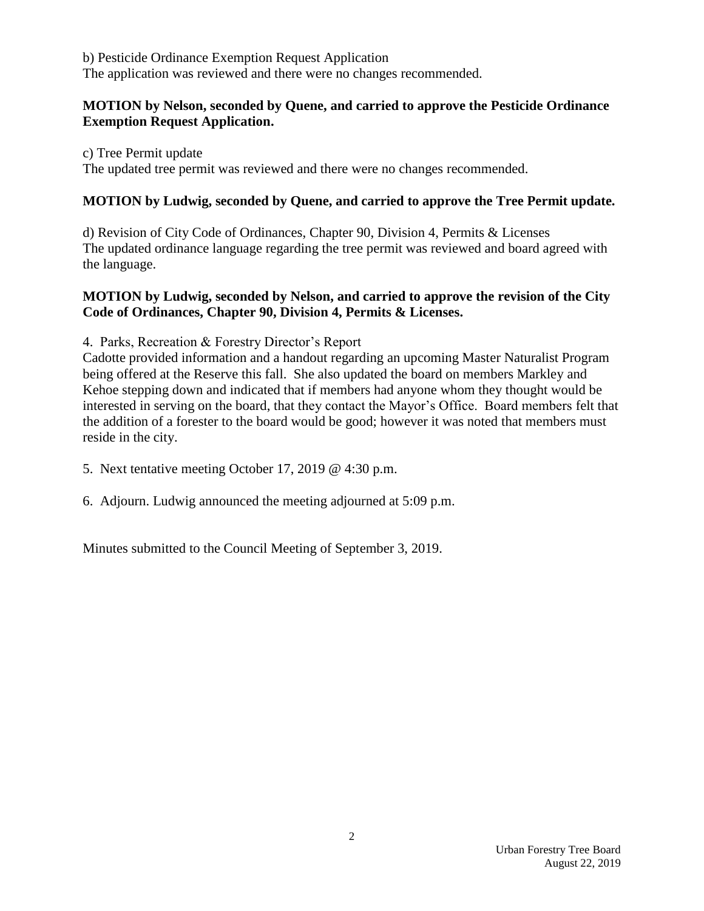b) Pesticide Ordinance Exemption Request Application
The application was reviewed and there were no changes recommended.

**MOTION by Nelson, seconded by Quene, and carried to approve the Pesticide Ordinance Exemption Request Application.**

c) Tree Permit update
The updated tree permit was reviewed and there were no changes recommended.

**MOTION by Ludwig, seconded by Quene, and carried to approve the Tree Permit update.**

d) Revision of City Code of Ordinances, Chapter 90, Division 4, Permits & Licenses
The updated ordinance language regarding the tree permit was reviewed and board agreed with the language.

**MOTION by Ludwig, seconded by Nelson, and carried to approve the revision of the City Code of Ordinances, Chapter 90, Division 4, Permits & Licenses.**

4. Parks, Recreation & Forestry Director's Report
Cadotte provided information and a handout regarding an upcoming Master Naturalist Program being offered at the Reserve this fall. She also updated the board on members Markley and Kehoe stepping down and indicated that if members had anyone whom they thought would be interested in serving on the board, that they contact the Mayor's Office. Board members felt that the addition of a forester to the board would be good; however it was noted that members must reside in the city.

5. Next tentative meeting October 17, 2019 @ 4:30 p.m.

6. Adjourn. Ludwig announced the meeting adjourned at 5:09 p.m.

Minutes submitted to the Council Meeting of September 3, 2019.